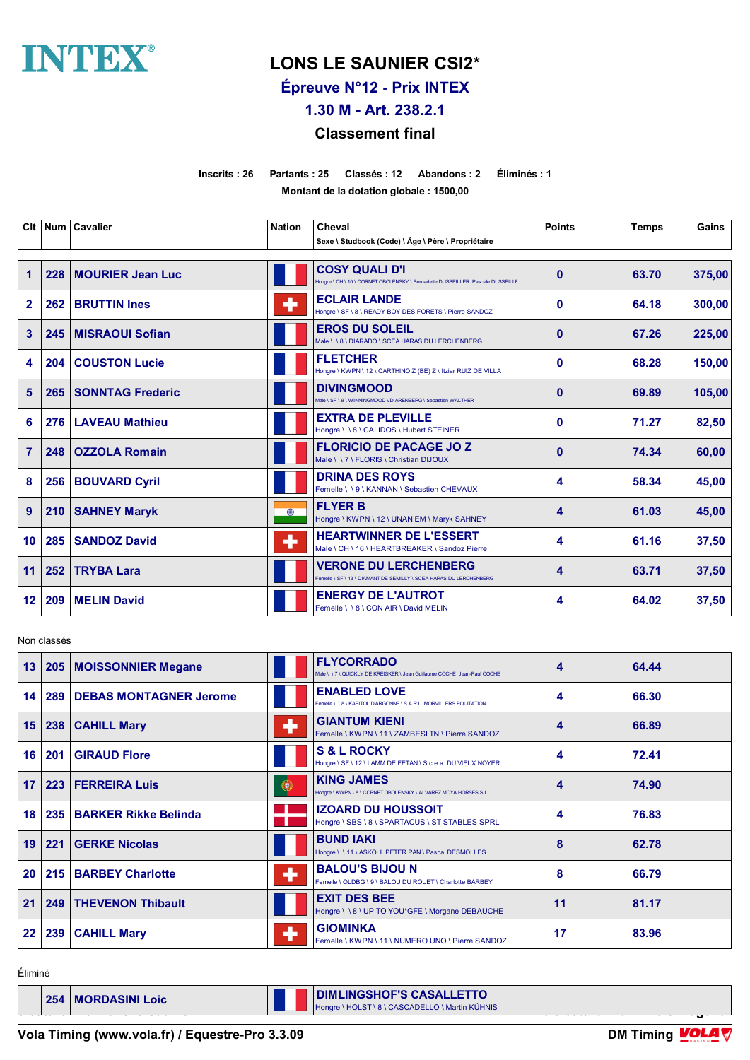# INTEX

## LONS LE SAUNIER CSI2*

### Épreuve N°12 - Prix INTEX

### 1.30 M - Art. 238.2.1

### Classement final

**Inscrits : 26 Partants : 25 Classés : 12 Abandons : 2 Éliminés : 1**

**Montant de la dotation globale : 1500,00**

| Clt | Num | Cavalier | Nation | Cheval<br>Sexe \ Studbook (Code) \ Âge \ Père \ Propriétaire | Points | Temps | Gains |
|---|---|---|---|---|---|---|---|
| 1 | 228 | MOURIER Jean Luc | FRA | COSY QUALI D'I<br>Hongre \ CH \ 10 \ CORNET OBOLENSKY \ Bernadette DUSSEILLER Pascale DUSSEILLE | 0 | 63.70 | 375,00 |
| 2 | 262 | BRUTTIN Ines | SUI | ECLAIR LANDE<br>Hongre \ SF \ 8 \ READY BOY DES FORETS \ Pierre SANDOZ | 0 | 64.18 | 300,00 |
| 3 | 245 | MISRAOUI Sofian | FRA | EROS DU SOLEIL<br>Male \ \ 8 \ DIARADO \ SCEA HARAS DU LERCHENBERG | 0 | 67.26 | 225,00 |
| 4 | 204 | COUSTON Lucie | FRA | FLETCHER<br>Hongre \ KWPN \ 12 \ CARTHINO Z (BE) Z \ Itziar RUIZ DE VILLA | 0 | 68.28 | 150,00 |
| 5 | 265 | SONNTAG Frederic | FRA | DIVINGMOOD<br>Male \ SF \ 9 \ WINNINGMOOD VD ARENBERG \ Sebastien WALTHER | 0 | 69.89 | 105,00 |
| 6 | 276 | LAVEAU Mathieu | FRA | EXTRA DE PLEVILLE<br>Hongre \ \ 8 \ CALIDOS \ Hubert STEINER | 0 | 71.27 | 82,50 |
| 7 | 248 | OZZOLA Romain | FRA | FLORICIO DE PACAGE JO Z<br>Male \ \ 7 \ FLORIS \ Christian DIJOUX | 0 | 74.34 | 60,00 |
| 8 | 256 | BOUVARD Cyril | FRA | DRINA DES ROYS<br>Femelle \ \ 9 \ KANNAN \ Sebastien CHEVAUX | 4 | 58.34 | 45,00 |
| 9 | 210 | SAHNEY Maryk | IND | FLYER B<br>Hongre \ KWPN \ 12 \ UNANIEM \ Maryk SAHNEY | 4 | 61.03 | 45,00 |
| 10 | 285 | SANDOZ David | SUI | HEARTWINNER DE L'ESSERT<br>Male \ CH \ 16 \ HEARTBREAKER \ Sandoz Pierre | 4 | 61.16 | 37,50 |
| 11 | 252 | TRYBA Lara | FRA | VERONE DU LERCHENBERG<br>Femelle \ SF \ 13 \ DIAMANT DE SEMILLY \ SCEA HARAS DU LERCHENBERG | 4 | 63.71 | 37,50 |
| 12 | 209 | MELIN David | FRA | ENERGY DE L'AUTROT<br>Femelle \ \ 8 \ CON AIR \ David MELIN | 4 | 64.02 | 37,50 |

Non classés

| Clt | Num | Cavalier | Nation | Cheval<br>Sexe \ Studbook (Code) \ Âge \ Père \ Propriétaire | Points | Temps | Gains |
|---|---|---|---|---|---|---|---|
| 13 | 205 | MOISSONNIER Megane | FRA | FLYCORRADO<br>Male \ \ 7 \ QUICKLY DE KREISKER \ Jean Guillaume COCHE Jean-Paul COCHE | 4 | 64.44 | |
| 14 | 289 | DEBAS MONTAGNER Jerome | FRA | ENABLED LOVE<br>Femelle \ \ 8 \ KAPITOL D'ARGONNE \ S.A.R.L. MORVILLERS EQUITATION | 4 | 66.30 | |
| 15 | 238 | CAHILL Mary | SUI | GIANTUM KIENI<br>Femelle \ KWPN \ 11 \ ZAMBESI TN \ Pierre SANDOZ | 4 | 66.89 | |
| 16 | 201 | GIRAUD Flore | FRA | S & L ROCKY<br>Hongre \ SF \ 12 \ LAMM DE FETAN \ S.c.e.a. DU VIEUX NOYER | 4 | 72.41 | |
| 17 | 223 | FERREIRA Luis | POR | KING JAMES<br>Hongre \ KWPN \ 8 \ CORNET OBOLENSKY \ ALVAREZ MOYA HORSES S.L. | 4 | 74.90 | |
| 18 | 235 | BARKER Rikke Belinda | DEN | IZOARD DU HOUSSOIT<br>Hongre \ SBS \ 8 \ SPARTACUS \ ST STABLES SPRL | 4 | 76.83 | |
| 19 | 221 | GERKE Nicolas | FRA | BUND IAKI<br>Hongre \ \ 11 \ ASKOLL PETER PAN \ Pascal DESMOLLES | 8 | 62.78 | |
| 20 | 215 | BARBEY Charlotte | SUI | BALOU'S BIJOU N<br>Femelle \ OLDBG \ 9 \ BALOU DU ROUET \ Charlotte BARBEY | 8 | 66.79 | |
| 21 | 249 | THEVENON Thibault | FRA | EXIT DES BEE<br>Hongre \ \ 8 \ UP TO YOU*GFE \ Morgane DEBAUCHE | 11 | 81.17 | |
| 22 | 239 | CAHILL Mary | SUI | GIOMINKA<br>Femelle \ KWPN \ 11 \ NUMERO UNO \ Pierre SANDOZ | 17 | 83.96 | |

Éliminé

| Clt | Num | Cavalier | Nation | Cheval<br>Sexe \ Studbook (Code) \ Âge \ Père \ Propriétaire | Points | Temps | Gains |
|---|---|---|---|---|---|---|---|
| | 254 | MORDASINI Loic | FRA | DIMLINGSHOF'S CASALLETTO<br>Hongre \ HOLST \ 8 \ CASCADELLO \ Martin KÜHNIS | | | |

Vola Timing (www.vola.fr) / Equestre-Pro 3.3.09 — DM Timing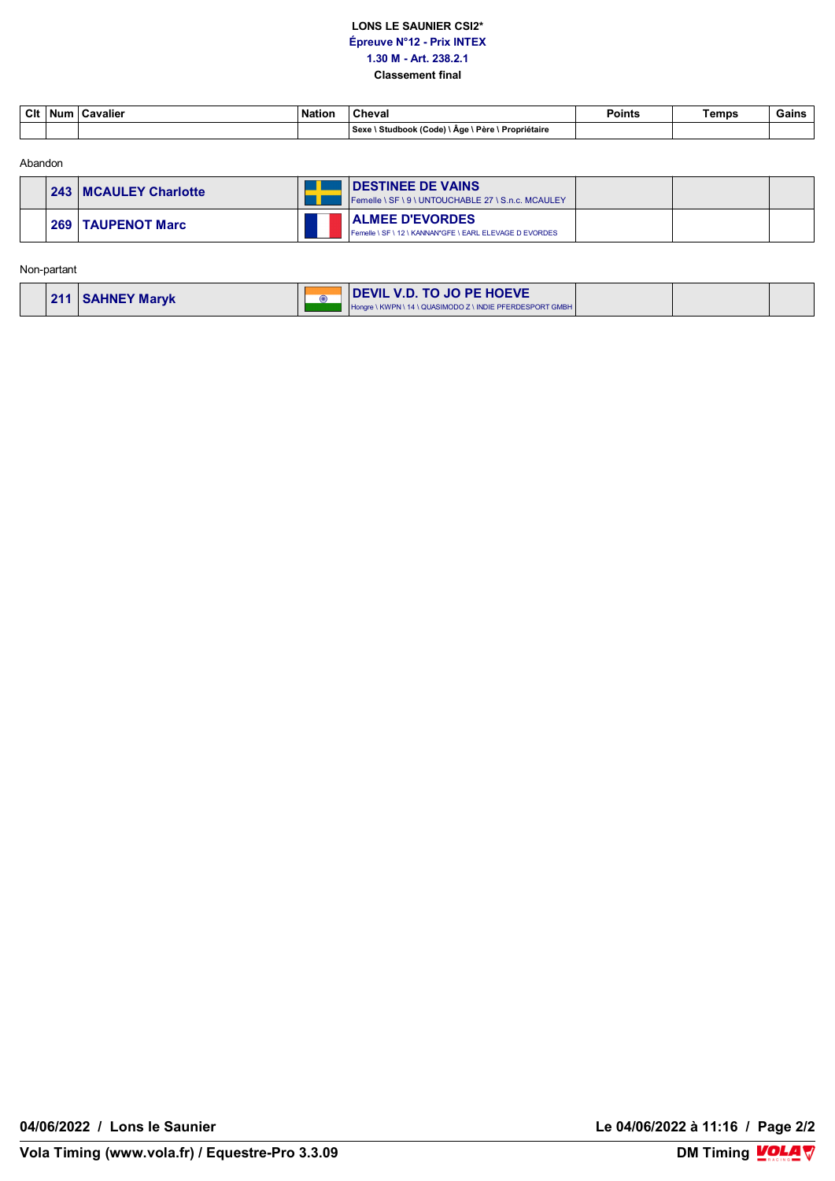**LONS LE SAUNIER CSI2***

**Épreuve N°12 - Prix INTEX**

**1.30 M - Art. 238.2.1**

**Classement final**

| Clt | Num | Cavalier | Nation | Cheval<br>Sexe \ Studbook (Code) \ Âge \ Père \ Propriétaire | Points | Temps | Gains |
|---|---|---|---|---|---|---|---|
| Abandon | | | | | | | |
| | 243 | MCAULEY Charlotte | | DESTINEE DE VAINS<br>Femelle \ SF \ 9 \ UNTOUCHABLE 27 \ S.n.c. MCAULEY | | | |
| | 269 | TAUPENOT Marc | | ALMEE D'EVORDES<br>Femelle \ SF \ 12 \ KANNAN*GFE \ EARL ELEVAGE D EVORDES | | | |
| Non-partant | | | | | | | |
| | 211 | SAHNEY Maryk | | DEVIL V.D. TO JO PE HOEVE<br>Hongre \ KWPN \ 14 \ QUASIMODO Z \ INDIE PFERDESPORT GMBH | | | |

04/06/2022 / Lons le Saunier — Le 04/06/2022 à 11:16

Vola Timing (www.vola.fr) / Equestre-Pro 3.3.09 — DM Timing